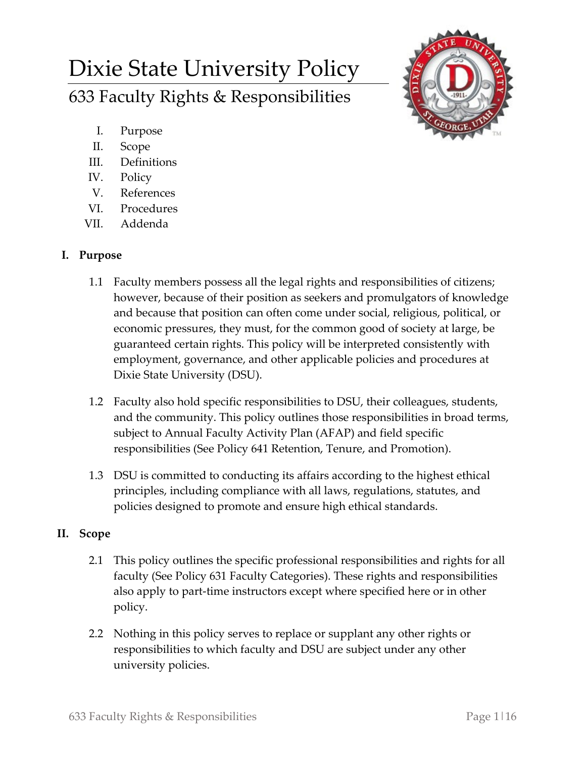# Dixie State University Policy

## 633 Faculty Rights & Responsibilities

I. Purpose
II. Scope
III. Definitions
IV. Policy
V. References
VI. Procedures
VII. Addenda

### I. Purpose

1.1 Faculty members possess all the legal rights and responsibilities of citizens; however, because of their position as seekers and promulgators of knowledge and because that position can often come under social, religious, political, or economic pressures, they must, for the common good of society at large, be guaranteed certain rights. This policy will be interpreted consistently with employment, governance, and other applicable policies and procedures at Dixie State University (DSU).

1.2 Faculty also hold specific responsibilities to DSU, their colleagues, students, and the community. This policy outlines those responsibilities in broad terms, subject to Annual Faculty Activity Plan (AFAP) and field specific responsibilities (See Policy 641 Retention, Tenure, and Promotion).

1.3 DSU is committed to conducting its affairs according to the highest ethical principles, including compliance with all laws, regulations, statutes, and policies designed to promote and ensure high ethical standards.

### II. Scope

2.1 This policy outlines the specific professional responsibilities and rights for all faculty (See Policy 631 Faculty Categories). These rights and responsibilities also apply to part-time instructors except where specified here or in other policy.

2.2 Nothing in this policy serves to replace or supplant any other rights or responsibilities to which faculty and DSU are subject under any other university policies.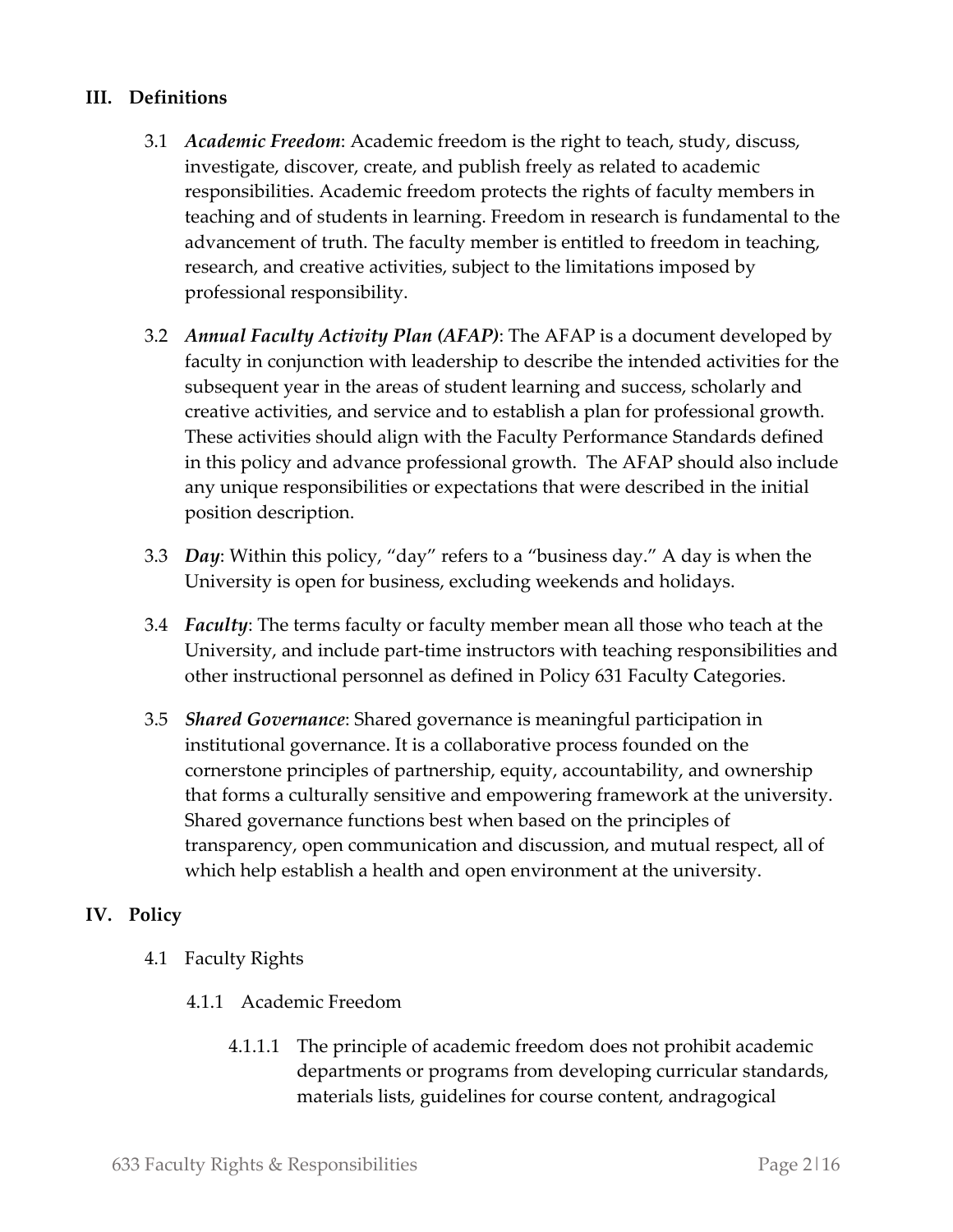## III. Definitions

3.1 ***Academic Freedom***: Academic freedom is the right to teach, study, discuss, investigate, discover, create, and publish freely as related to academic responsibilities. Academic freedom protects the rights of faculty members in teaching and of students in learning. Freedom in research is fundamental to the advancement of truth. The faculty member is entitled to freedom in teaching, research, and creative activities, subject to the limitations imposed by professional responsibility.

3.2 ***Annual Faculty Activity Plan (AFAP)***: The AFAP is a document developed by faculty in conjunction with leadership to describe the intended activities for the subsequent year in the areas of student learning and success, scholarly and creative activities, and service and to establish a plan for professional growth. These activities should align with the Faculty Performance Standards defined in this policy and advance professional growth. The AFAP should also include any unique responsibilities or expectations that were described in the initial position description.

3.3 ***Day***: Within this policy, "day" refers to a "business day." A day is when the University is open for business, excluding weekends and holidays.

3.4 ***Faculty***: The terms faculty or faculty member mean all those who teach at the University, and include part-time instructors with teaching responsibilities and other instructional personnel as defined in Policy 631 Faculty Categories.

3.5 ***Shared Governance***: Shared governance is meaningful participation in institutional governance. It is a collaborative process founded on the cornerstone principles of partnership, equity, accountability, and ownership that forms a culturally sensitive and empowering framework at the university. Shared governance functions best when based on the principles of transparency, open communication and discussion, and mutual respect, all of which help establish a health and open environment at the university.

## IV. Policy

4.1 Faculty Rights

4.1.1 Academic Freedom

4.1.1.1 The principle of academic freedom does not prohibit academic departments or programs from developing curricular standards, materials lists, guidelines for course content, andragogical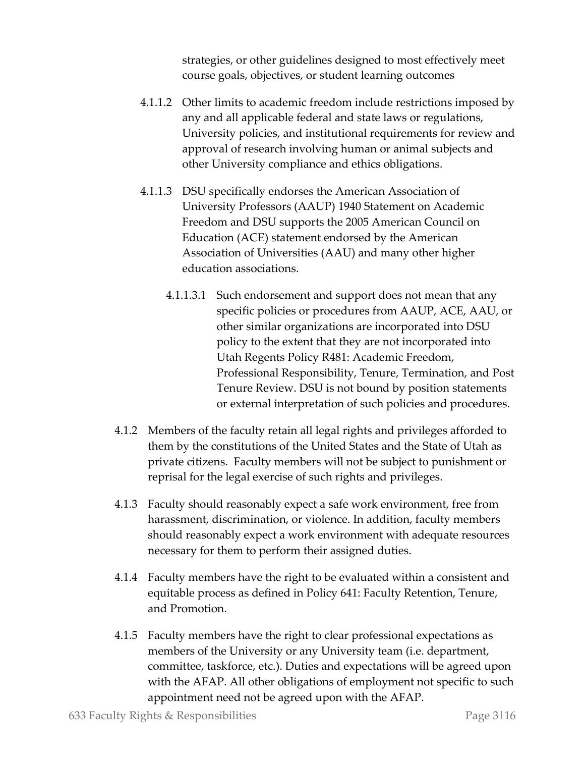strategies, or other guidelines designed to most effectively meet course goals, objectives, or student learning outcomes

4.1.1.2 Other limits to academic freedom include restrictions imposed by any and all applicable federal and state laws or regulations, University policies, and institutional requirements for review and approval of research involving human or animal subjects and other University compliance and ethics obligations.

4.1.1.3 DSU specifically endorses the American Association of University Professors (AAUP) 1940 Statement on Academic Freedom and DSU supports the 2005 American Council on Education (ACE) statement endorsed by the American Association of Universities (AAU) and many other higher education associations.

4.1.1.3.1 Such endorsement and support does not mean that any specific policies or procedures from AAUP, ACE, AAU, or other similar organizations are incorporated into DSU policy to the extent that they are not incorporated into Utah Regents Policy R481: Academic Freedom, Professional Responsibility, Tenure, Termination, and Post Tenure Review. DSU is not bound by position statements or external interpretation of such policies and procedures.

4.1.2 Members of the faculty retain all legal rights and privileges afforded to them by the constitutions of the United States and the State of Utah as private citizens. Faculty members will not be subject to punishment or reprisal for the legal exercise of such rights and privileges.

4.1.3 Faculty should reasonably expect a safe work environment, free from harassment, discrimination, or violence. In addition, faculty members should reasonably expect a work environment with adequate resources necessary for them to perform their assigned duties.

4.1.4 Faculty members have the right to be evaluated within a consistent and equitable process as defined in Policy 641: Faculty Retention, Tenure, and Promotion.

4.1.5 Faculty members have the right to clear professional expectations as members of the University or any University team (i.e. department, committee, taskforce, etc.). Duties and expectations will be agreed upon with the AFAP. All other obligations of employment not specific to such appointment need not be agreed upon with the AFAP.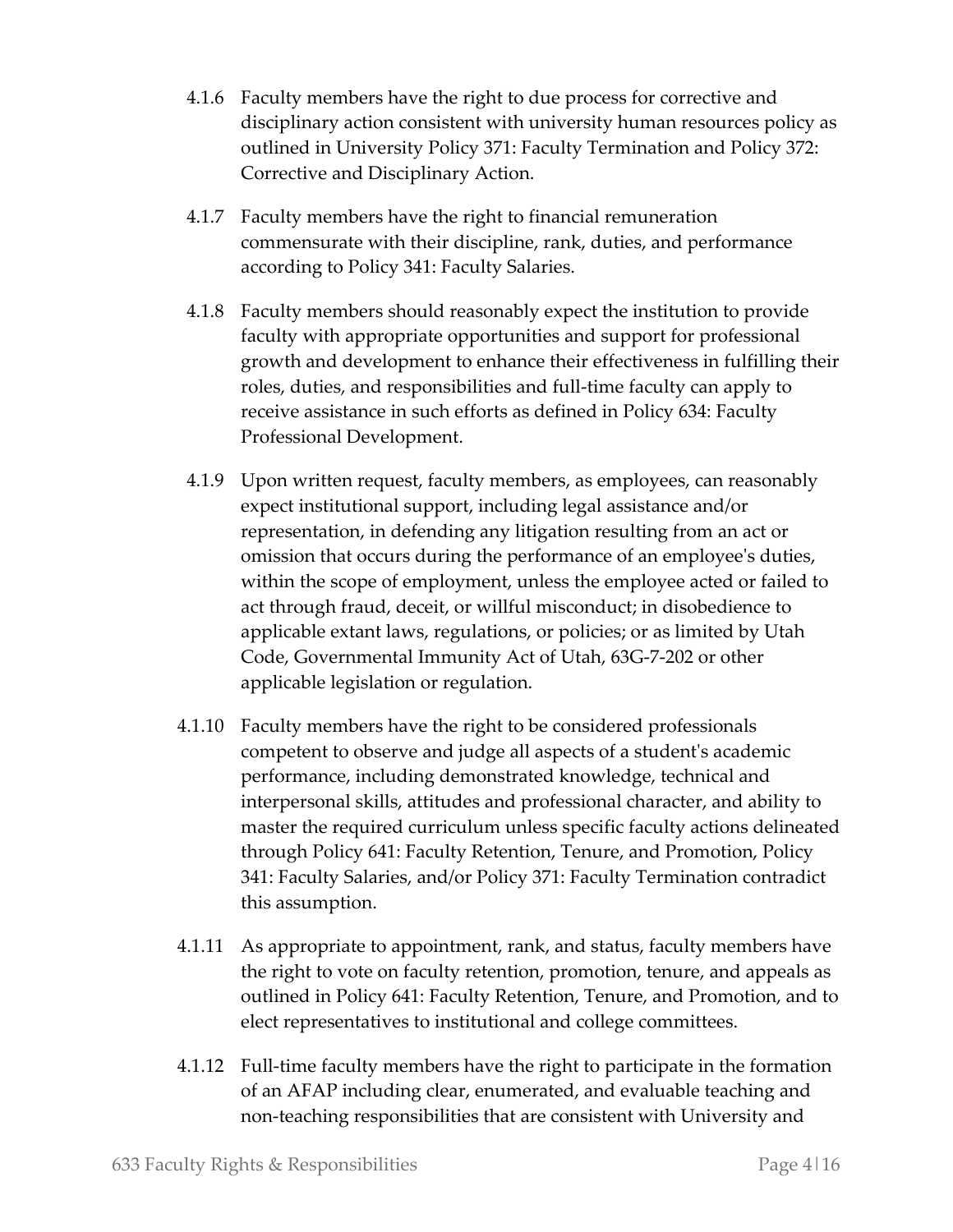4.1.6 Faculty members have the right to due process for corrective and disciplinary action consistent with university human resources policy as outlined in University Policy 371: Faculty Termination and Policy 372: Corrective and Disciplinary Action.

4.1.7 Faculty members have the right to financial remuneration commensurate with their discipline, rank, duties, and performance according to Policy 341: Faculty Salaries.

4.1.8 Faculty members should reasonably expect the institution to provide faculty with appropriate opportunities and support for professional growth and development to enhance their effectiveness in fulfilling their roles, duties, and responsibilities and full-time faculty can apply to receive assistance in such efforts as defined in Policy 634: Faculty Professional Development.

4.1.9 Upon written request, faculty members, as employees, can reasonably expect institutional support, including legal assistance and/or representation, in defending any litigation resulting from an act or omission that occurs during the performance of an employee's duties, within the scope of employment, unless the employee acted or failed to act through fraud, deceit, or willful misconduct; in disobedience to applicable extant laws, regulations, or policies; or as limited by Utah Code, Governmental Immunity Act of Utah, 63G-7-202 or other applicable legislation or regulation.

4.1.10 Faculty members have the right to be considered professionals competent to observe and judge all aspects of a student's academic performance, including demonstrated knowledge, technical and interpersonal skills, attitudes and professional character, and ability to master the required curriculum unless specific faculty actions delineated through Policy 641: Faculty Retention, Tenure, and Promotion, Policy 341: Faculty Salaries, and/or Policy 371: Faculty Termination contradict this assumption.

4.1.11 As appropriate to appointment, rank, and status, faculty members have the right to vote on faculty retention, promotion, tenure, and appeals as outlined in Policy 641: Faculty Retention, Tenure, and Promotion, and to elect representatives to institutional and college committees.

4.1.12 Full-time faculty members have the right to participate in the formation of an AFAP including clear, enumerated, and evaluable teaching and non-teaching responsibilities that are consistent with University and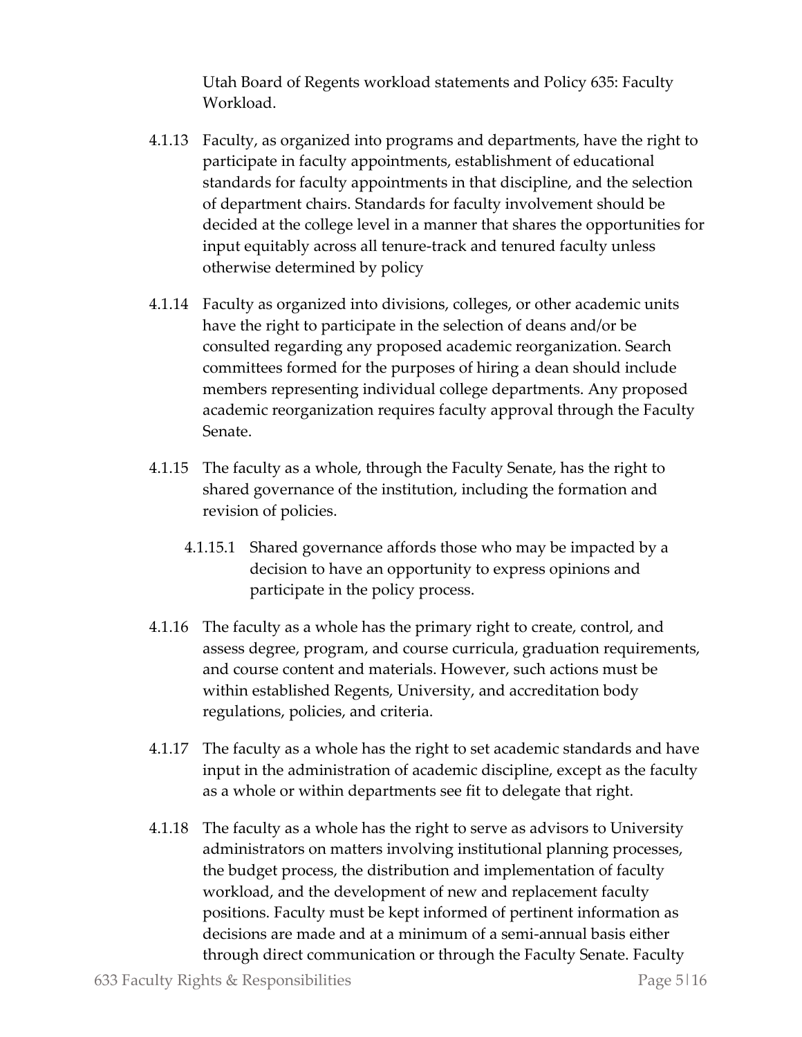Utah Board of Regents workload statements and Policy 635: Faculty Workload.

4.1.13 Faculty, as organized into programs and departments, have the right to participate in faculty appointments, establishment of educational standards for faculty appointments in that discipline, and the selection of department chairs. Standards for faculty involvement should be decided at the college level in a manner that shares the opportunities for input equitably across all tenure-track and tenured faculty unless otherwise determined by policy

4.1.14 Faculty as organized into divisions, colleges, or other academic units have the right to participate in the selection of deans and/or be consulted regarding any proposed academic reorganization. Search committees formed for the purposes of hiring a dean should include members representing individual college departments. Any proposed academic reorganization requires faculty approval through the Faculty Senate.

4.1.15 The faculty as a whole, through the Faculty Senate, has the right to shared governance of the institution, including the formation and revision of policies.

4.1.15.1 Shared governance affords those who may be impacted by a decision to have an opportunity to express opinions and participate in the policy process.

4.1.16 The faculty as a whole has the primary right to create, control, and assess degree, program, and course curricula, graduation requirements, and course content and materials. However, such actions must be within established Regents, University, and accreditation body regulations, policies, and criteria.

4.1.17 The faculty as a whole has the right to set academic standards and have input in the administration of academic discipline, except as the faculty as a whole or within departments see fit to delegate that right.

4.1.18 The faculty as a whole has the right to serve as advisors to University administrators on matters involving institutional planning processes, the budget process, the distribution and implementation of faculty workload, and the development of new and replacement faculty positions. Faculty must be kept informed of pertinent information as decisions are made and at a minimum of a semi-annual basis either through direct communication or through the Faculty Senate. Faculty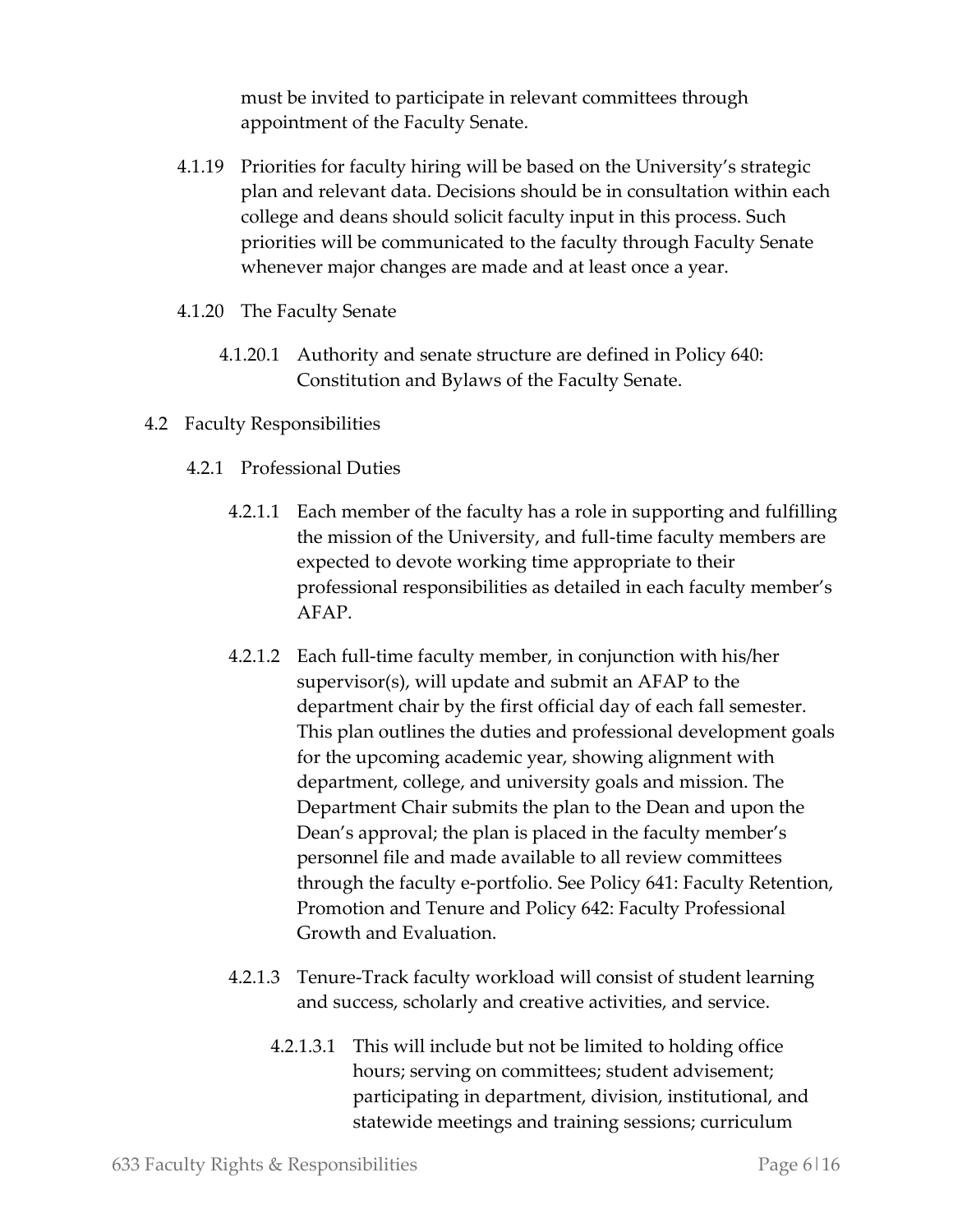must be invited to participate in relevant committees through appointment of the Faculty Senate.

4.1.19 Priorities for faculty hiring will be based on the University's strategic plan and relevant data. Decisions should be in consultation within each college and deans should solicit faculty input in this process. Such priorities will be communicated to the faculty through Faculty Senate whenever major changes are made and at least once a year.

4.1.20 The Faculty Senate

4.1.20.1 Authority and senate structure are defined in Policy 640: Constitution and Bylaws of the Faculty Senate.

4.2 Faculty Responsibilities

4.2.1 Professional Duties

4.2.1.1 Each member of the faculty has a role in supporting and fulfilling the mission of the University, and full-time faculty members are expected to devote working time appropriate to their professional responsibilities as detailed in each faculty member's AFAP.

4.2.1.2 Each full-time faculty member, in conjunction with his/her supervisor(s), will update and submit an AFAP to the department chair by the first official day of each fall semester. This plan outlines the duties and professional development goals for the upcoming academic year, showing alignment with department, college, and university goals and mission. The Department Chair submits the plan to the Dean and upon the Dean's approval; the plan is placed in the faculty member's personnel file and made available to all review committees through the faculty e-portfolio. See Policy 641: Faculty Retention, Promotion and Tenure and Policy 642: Faculty Professional Growth and Evaluation.

4.2.1.3 Tenure-Track faculty workload will consist of student learning and success, scholarly and creative activities, and service.

4.2.1.3.1 This will include but not be limited to holding office hours; serving on committees; student advisement; participating in department, division, institutional, and statewide meetings and training sessions; curriculum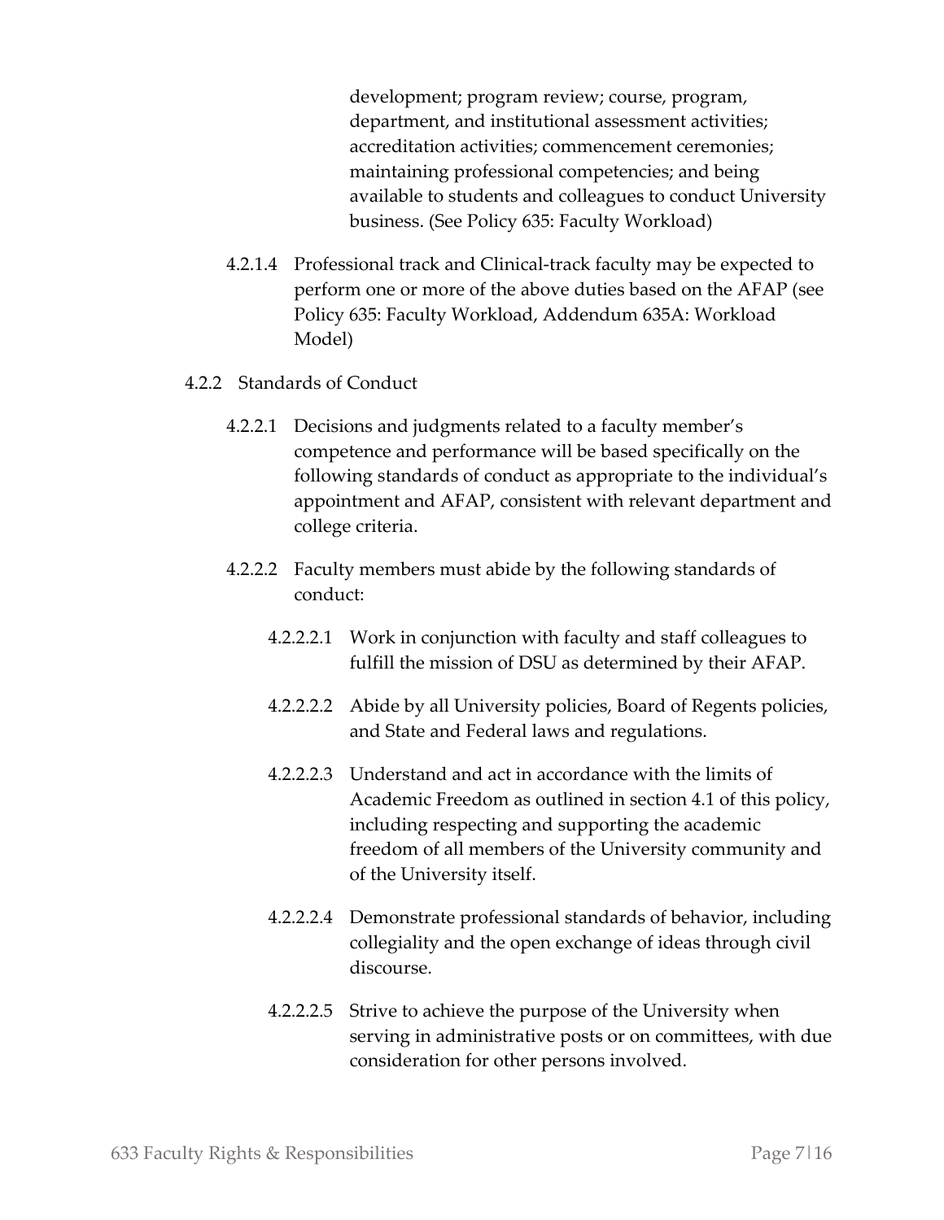development; program review; course, program, department, and institutional assessment activities; accreditation activities; commencement ceremonies; maintaining professional competencies; and being available to students and colleagues to conduct University business. (See Policy 635: Faculty Workload)

4.2.1.4 Professional track and Clinical-track faculty may be expected to perform one or more of the above duties based on the AFAP (see Policy 635: Faculty Workload, Addendum 635A: Workload Model)

4.2.2 Standards of Conduct

4.2.2.1 Decisions and judgments related to a faculty member's competence and performance will be based specifically on the following standards of conduct as appropriate to the individual's appointment and AFAP, consistent with relevant department and college criteria.

4.2.2.2 Faculty members must abide by the following standards of conduct:

4.2.2.2.1 Work in conjunction with faculty and staff colleagues to fulfill the mission of DSU as determined by their AFAP.

4.2.2.2.2 Abide by all University policies, Board of Regents policies, and State and Federal laws and regulations.

4.2.2.2.3 Understand and act in accordance with the limits of Academic Freedom as outlined in section 4.1 of this policy, including respecting and supporting the academic freedom of all members of the University community and of the University itself.

4.2.2.2.4 Demonstrate professional standards of behavior, including collegiality and the open exchange of ideas through civil discourse.

4.2.2.2.5 Strive to achieve the purpose of the University when serving in administrative posts or on committees, with due consideration for other persons involved.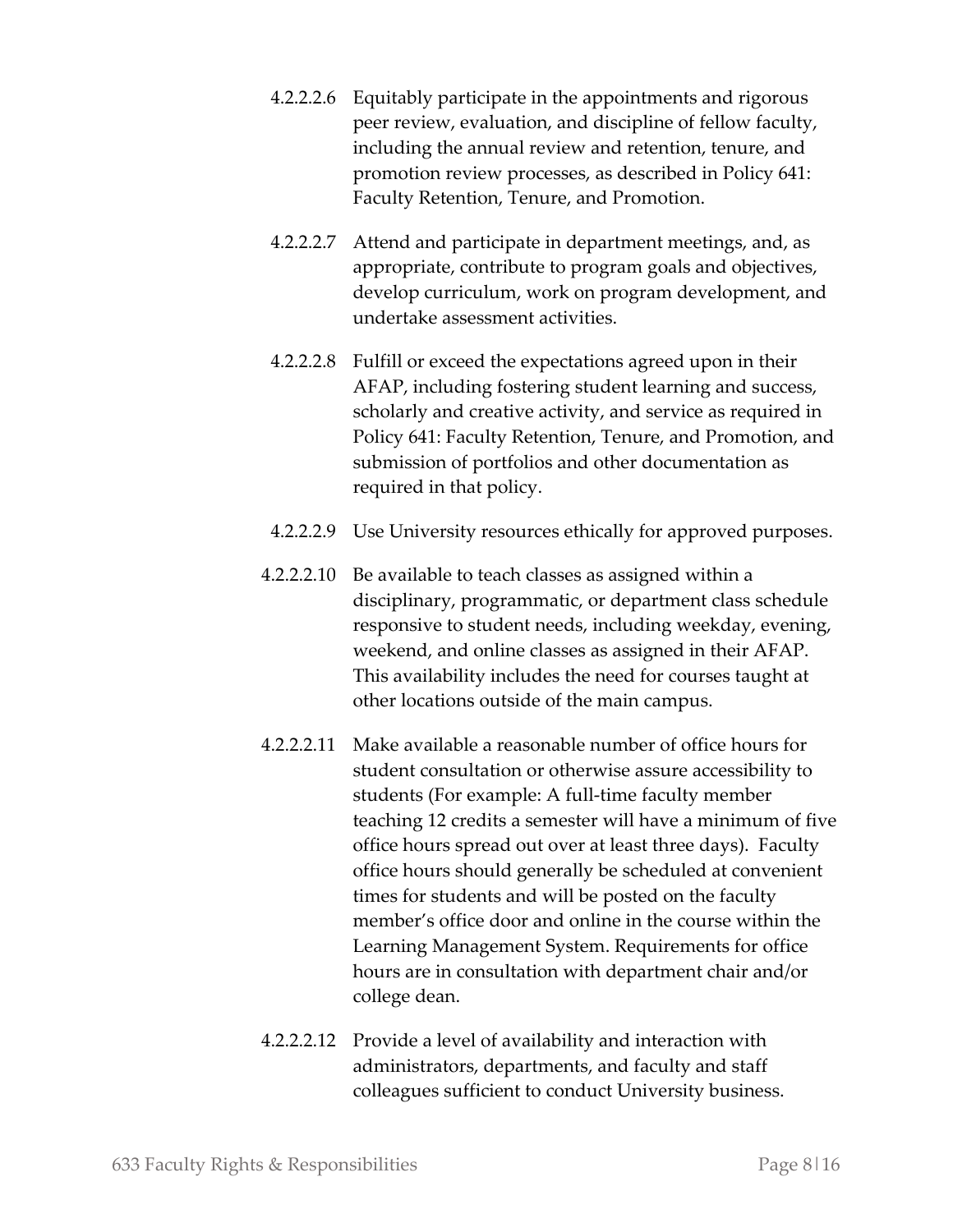4.2.2.2.6 Equitably participate in the appointments and rigorous peer review, evaluation, and discipline of fellow faculty, including the annual review and retention, tenure, and promotion review processes, as described in Policy 641: Faculty Retention, Tenure, and Promotion.

4.2.2.2.7 Attend and participate in department meetings, and, as appropriate, contribute to program goals and objectives, develop curriculum, work on program development, and undertake assessment activities.

4.2.2.2.8 Fulfill or exceed the expectations agreed upon in their AFAP, including fostering student learning and success, scholarly and creative activity, and service as required in Policy 641: Faculty Retention, Tenure, and Promotion, and submission of portfolios and other documentation as required in that policy.

4.2.2.2.9 Use University resources ethically for approved purposes.

4.2.2.2.10 Be available to teach classes as assigned within a disciplinary, programmatic, or department class schedule responsive to student needs, including weekday, evening, weekend, and online classes as assigned in their AFAP. This availability includes the need for courses taught at other locations outside of the main campus.

4.2.2.2.11 Make available a reasonable number of office hours for student consultation or otherwise assure accessibility to students (For example: A full-time faculty member teaching 12 credits a semester will have a minimum of five office hours spread out over at least three days). Faculty office hours should generally be scheduled at convenient times for students and will be posted on the faculty member's office door and online in the course within the Learning Management System. Requirements for office hours are in consultation with department chair and/or college dean.

4.2.2.2.12 Provide a level of availability and interaction with administrators, departments, and faculty and staff colleagues sufficient to conduct University business.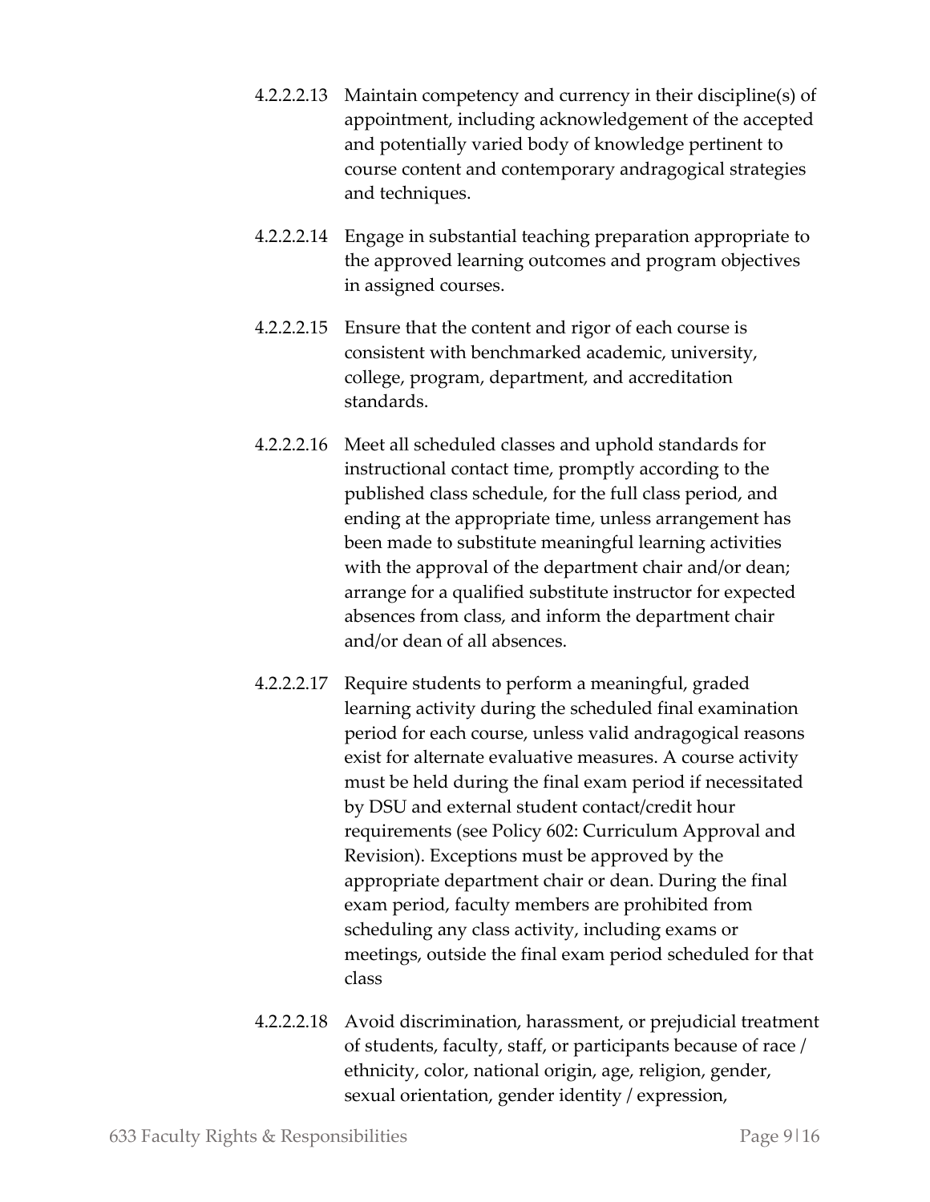4.2.2.2.13 Maintain competency and currency in their discipline(s) of appointment, including acknowledgement of the accepted and potentially varied body of knowledge pertinent to course content and contemporary andragogical strategies and techniques.

4.2.2.2.14 Engage in substantial teaching preparation appropriate to the approved learning outcomes and program objectives in assigned courses.

4.2.2.2.15 Ensure that the content and rigor of each course is consistent with benchmarked academic, university, college, program, department, and accreditation standards.

4.2.2.2.16 Meet all scheduled classes and uphold standards for instructional contact time, promptly according to the published class schedule, for the full class period, and ending at the appropriate time, unless arrangement has been made to substitute meaningful learning activities with the approval of the department chair and/or dean; arrange for a qualified substitute instructor for expected absences from class, and inform the department chair and/or dean of all absences.

4.2.2.2.17 Require students to perform a meaningful, graded learning activity during the scheduled final examination period for each course, unless valid andragogical reasons exist for alternate evaluative measures. A course activity must be held during the final exam period if necessitated by DSU and external student contact/credit hour requirements (see Policy 602: Curriculum Approval and Revision). Exceptions must be approved by the appropriate department chair or dean. During the final exam period, faculty members are prohibited from scheduling any class activity, including exams or meetings, outside the final exam period scheduled for that class

4.2.2.2.18 Avoid discrimination, harassment, or prejudicial treatment of students, faculty, staff, or participants because of race / ethnicity, color, national origin, age, religion, gender, sexual orientation, gender identity / expression,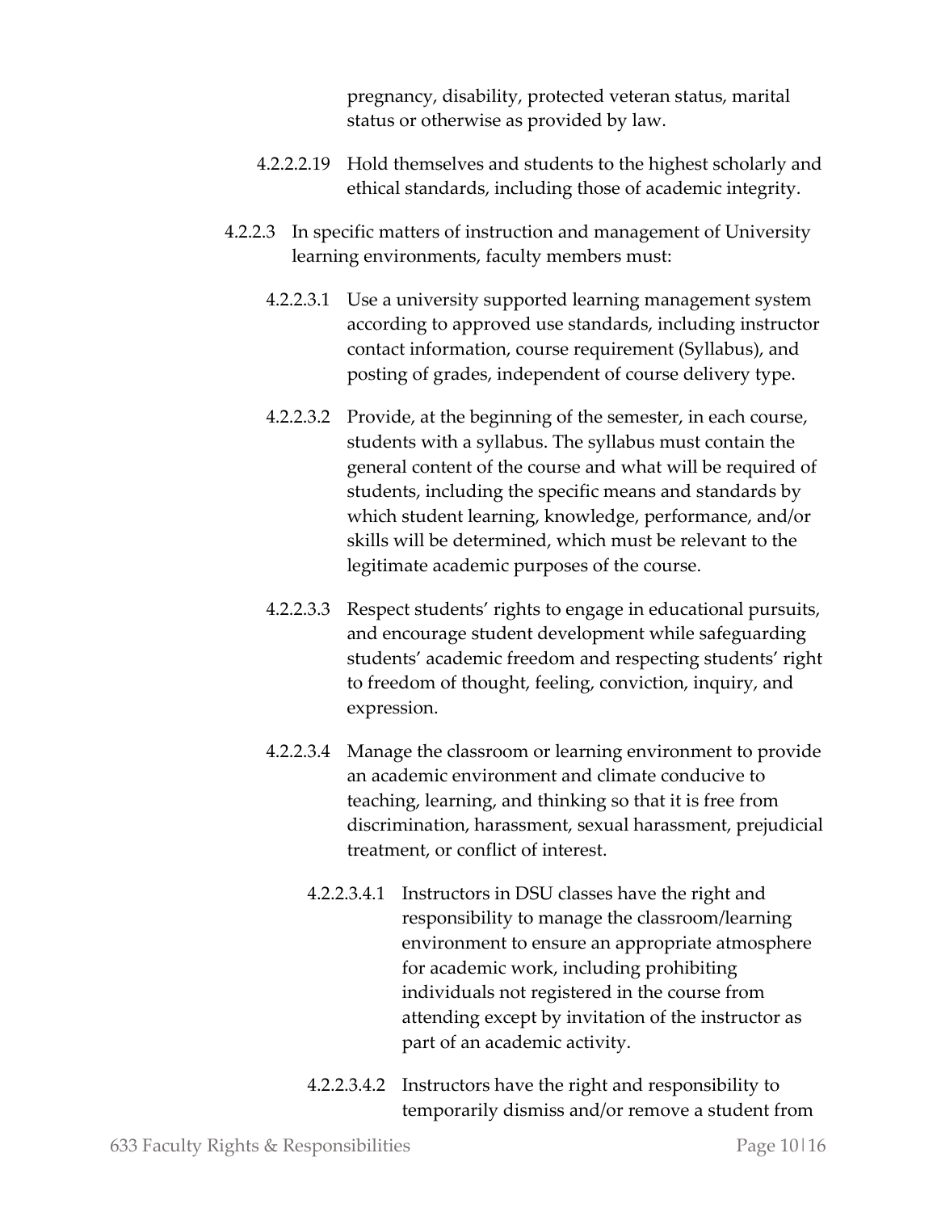pregnancy, disability, protected veteran status, marital status or otherwise as provided by law.

4.2.2.2.19 Hold themselves and students to the highest scholarly and ethical standards, including those of academic integrity.

4.2.2.3 In specific matters of instruction and management of University learning environments, faculty members must:

4.2.2.3.1 Use a university supported learning management system according to approved use standards, including instructor contact information, course requirement (Syllabus), and posting of grades, independent of course delivery type.

4.2.2.3.2 Provide, at the beginning of the semester, in each course, students with a syllabus. The syllabus must contain the general content of the course and what will be required of students, including the specific means and standards by which student learning, knowledge, performance, and/or skills will be determined, which must be relevant to the legitimate academic purposes of the course.

4.2.2.3.3 Respect students' rights to engage in educational pursuits, and encourage student development while safeguarding students' academic freedom and respecting students' right to freedom of thought, feeling, conviction, inquiry, and expression.

4.2.2.3.4 Manage the classroom or learning environment to provide an academic environment and climate conducive to teaching, learning, and thinking so that it is free from discrimination, harassment, sexual harassment, prejudicial treatment, or conflict of interest.

4.2.2.3.4.1 Instructors in DSU classes have the right and responsibility to manage the classroom/learning environment to ensure an appropriate atmosphere for academic work, including prohibiting individuals not registered in the course from attending except by invitation of the instructor as part of an academic activity.

4.2.2.3.4.2 Instructors have the right and responsibility to temporarily dismiss and/or remove a student from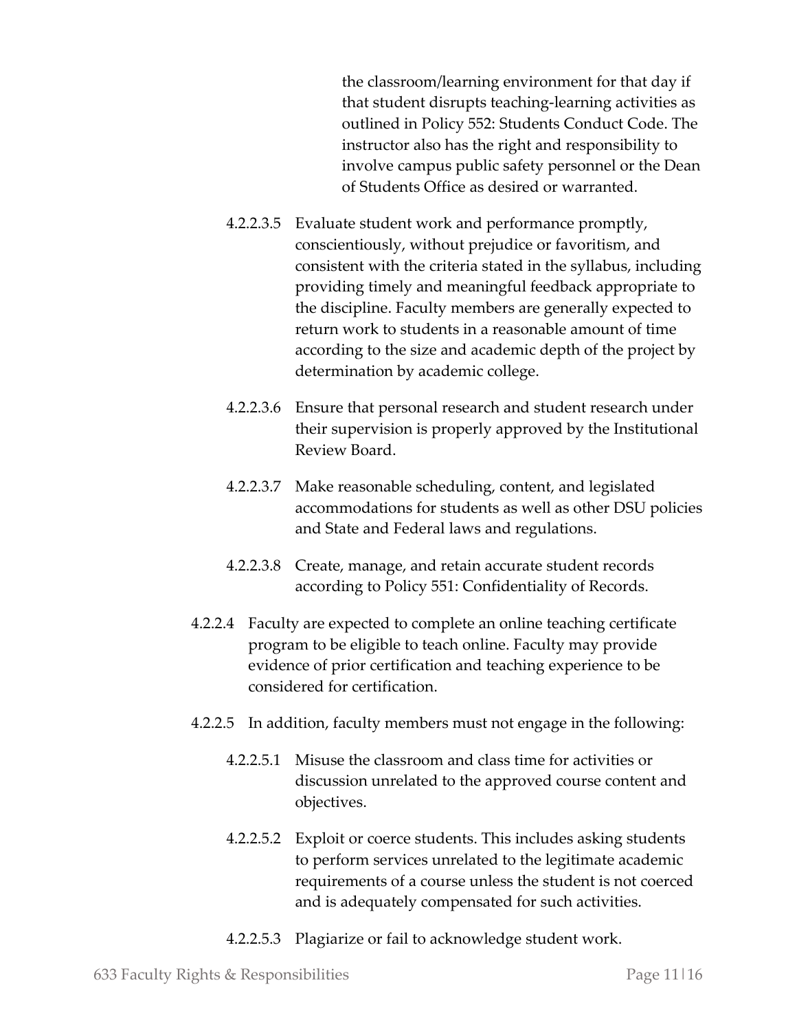the classroom/learning environment for that day if that student disrupts teaching-learning activities as outlined in Policy 552: Students Conduct Code. The instructor also has the right and responsibility to involve campus public safety personnel or the Dean of Students Office as desired or warranted.

4.2.2.3.5 Evaluate student work and performance promptly, conscientiously, without prejudice or favoritism, and consistent with the criteria stated in the syllabus, including providing timely and meaningful feedback appropriate to the discipline. Faculty members are generally expected to return work to students in a reasonable amount of time according to the size and academic depth of the project by determination by academic college.

4.2.2.3.6 Ensure that personal research and student research under their supervision is properly approved by the Institutional Review Board.

4.2.2.3.7 Make reasonable scheduling, content, and legislated accommodations for students as well as other DSU policies and State and Federal laws and regulations.

4.2.2.3.8 Create, manage, and retain accurate student records according to Policy 551: Confidentiality of Records.

4.2.2.4 Faculty are expected to complete an online teaching certificate program to be eligible to teach online. Faculty may provide evidence of prior certification and teaching experience to be considered for certification.

4.2.2.5 In addition, faculty members must not engage in the following:

4.2.2.5.1 Misuse the classroom and class time for activities or discussion unrelated to the approved course content and objectives.

4.2.2.5.2 Exploit or coerce students. This includes asking students to perform services unrelated to the legitimate academic requirements of a course unless the student is not coerced and is adequately compensated for such activities.

4.2.2.5.3 Plagiarize or fail to acknowledge student work.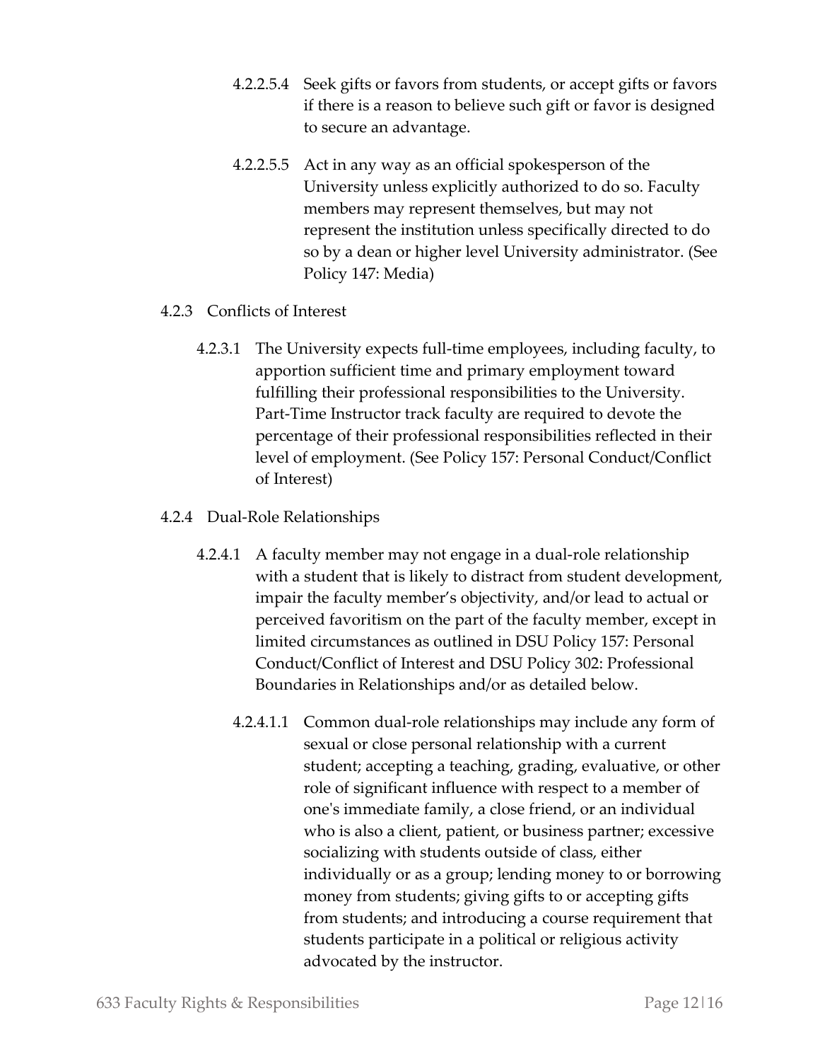4.2.2.5.4 Seek gifts or favors from students, or accept gifts or favors if there is a reason to believe such gift or favor is designed to secure an advantage.

4.2.2.5.5 Act in any way as an official spokesperson of the University unless explicitly authorized to do so. Faculty members may represent themselves, but may not represent the institution unless specifically directed to do so by a dean or higher level University administrator. (See Policy 147: Media)

4.2.3 Conflicts of Interest

4.2.3.1 The University expects full-time employees, including faculty, to apportion sufficient time and primary employment toward fulfilling their professional responsibilities to the University. Part-Time Instructor track faculty are required to devote the percentage of their professional responsibilities reflected in their level of employment. (See Policy 157: Personal Conduct/Conflict of Interest)

4.2.4 Dual-Role Relationships

4.2.4.1 A faculty member may not engage in a dual-role relationship with a student that is likely to distract from student development, impair the faculty member's objectivity, and/or lead to actual or perceived favoritism on the part of the faculty member, except in limited circumstances as outlined in DSU Policy 157: Personal Conduct/Conflict of Interest and DSU Policy 302: Professional Boundaries in Relationships and/or as detailed below.

4.2.4.1.1 Common dual-role relationships may include any form of sexual or close personal relationship with a current student; accepting a teaching, grading, evaluative, or other role of significant influence with respect to a member of one's immediate family, a close friend, or an individual who is also a client, patient, or business partner; excessive socializing with students outside of class, either individually or as a group; lending money to or borrowing money from students; giving gifts to or accepting gifts from students; and introducing a course requirement that students participate in a political or religious activity advocated by the instructor.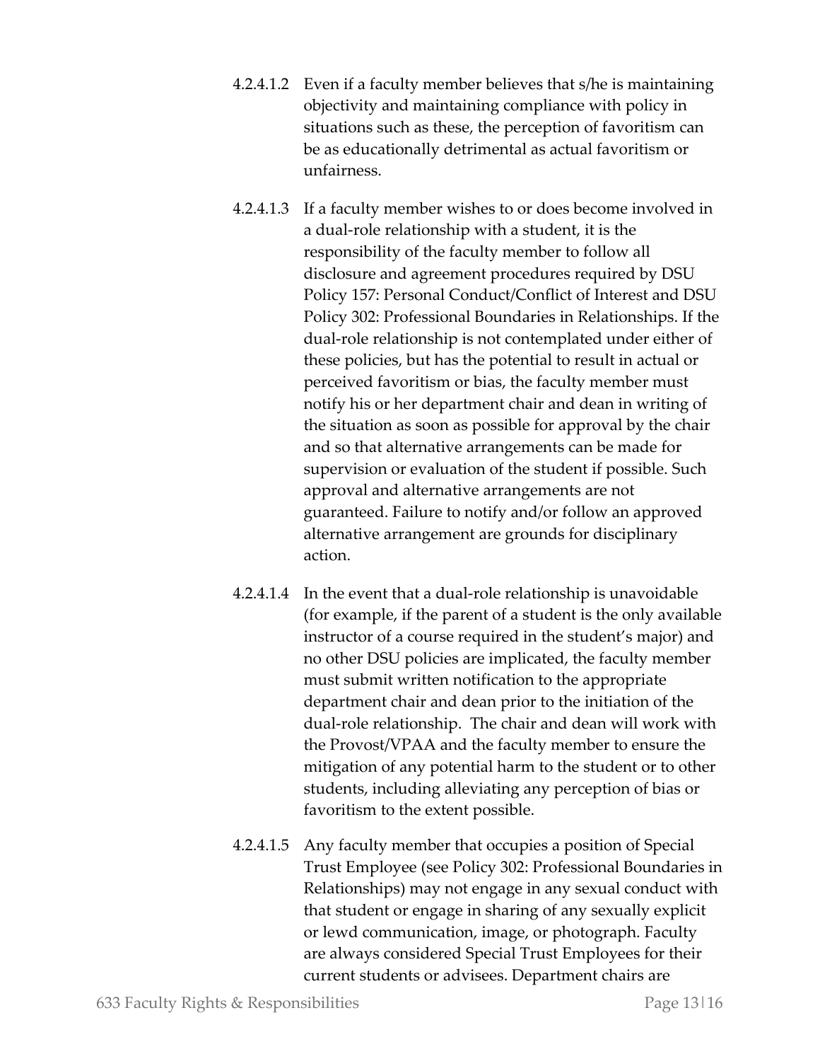4.2.4.1.2 Even if a faculty member believes that s/he is maintaining objectivity and maintaining compliance with policy in situations such as these, the perception of favoritism can be as educationally detrimental as actual favoritism or unfairness.

4.2.4.1.3 If a faculty member wishes to or does become involved in a dual-role relationship with a student, it is the responsibility of the faculty member to follow all disclosure and agreement procedures required by DSU Policy 157: Personal Conduct/Conflict of Interest and DSU Policy 302: Professional Boundaries in Relationships. If the dual-role relationship is not contemplated under either of these policies, but has the potential to result in actual or perceived favoritism or bias, the faculty member must notify his or her department chair and dean in writing of the situation as soon as possible for approval by the chair and so that alternative arrangements can be made for supervision or evaluation of the student if possible. Such approval and alternative arrangements are not guaranteed. Failure to notify and/or follow an approved alternative arrangement are grounds for disciplinary action.

4.2.4.1.4 In the event that a dual-role relationship is unavoidable (for example, if the parent of a student is the only available instructor of a course required in the student's major) and no other DSU policies are implicated, the faculty member must submit written notification to the appropriate department chair and dean prior to the initiation of the dual-role relationship. The chair and dean will work with the Provost/VPAA and the faculty member to ensure the mitigation of any potential harm to the student or to other students, including alleviating any perception of bias or favoritism to the extent possible.

4.2.4.1.5 Any faculty member that occupies a position of Special Trust Employee (see Policy 302: Professional Boundaries in Relationships) may not engage in any sexual conduct with that student or engage in sharing of any sexually explicit or lewd communication, image, or photograph. Faculty are always considered Special Trust Employees for their current students or advisees. Department chairs are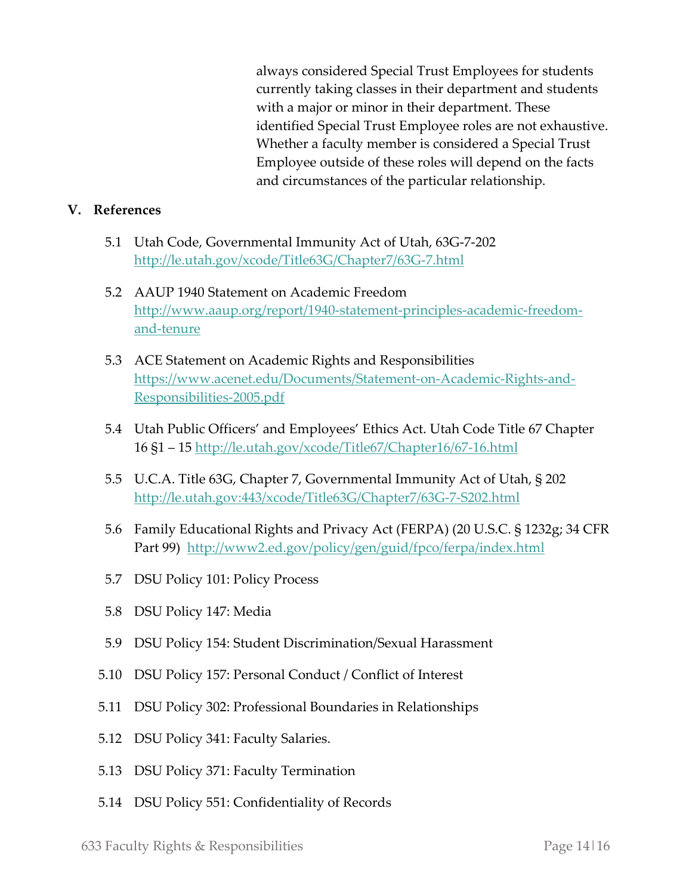always considered Special Trust Employees for students currently taking classes in their department and students with a major or minor in their department. These identified Special Trust Employee roles are not exhaustive. Whether a faculty member is considered a Special Trust Employee outside of these roles will depend on the facts and circumstances of the particular relationship.

## V. References

5.1 Utah Code, Governmental Immunity Act of Utah, 63G-7-202 http://le.utah.gov/xcode/Title63G/Chapter7/63G-7.html

5.2 AAUP 1940 Statement on Academic Freedom http://www.aaup.org/report/1940-statement-principles-academic-freedom-and-tenure

5.3 ACE Statement on Academic Rights and Responsibilities https://www.acenet.edu/Documents/Statement-on-Academic-Rights-and-Responsibilities-2005.pdf

5.4 Utah Public Officers' and Employees' Ethics Act. Utah Code Title 67 Chapter 16 §1 – 15 http://le.utah.gov/xcode/Title67/Chapter16/67-16.html

5.5 U.C.A. Title 63G, Chapter 7, Governmental Immunity Act of Utah, § 202 http://le.utah.gov:443/xcode/Title63G/Chapter7/63G-7-S202.html

5.6 Family Educational Rights and Privacy Act (FERPA) (20 U.S.C. § 1232g; 34 CFR Part 99) http://www2.ed.gov/policy/gen/guid/fpco/ferpa/index.html

5.7 DSU Policy 101: Policy Process

5.8 DSU Policy 147: Media

5.9 DSU Policy 154: Student Discrimination/Sexual Harassment

5.10 DSU Policy 157: Personal Conduct / Conflict of Interest

5.11 DSU Policy 302: Professional Boundaries in Relationships

5.12 DSU Policy 341: Faculty Salaries.

5.13 DSU Policy 371: Faculty Termination

5.14 DSU Policy 551: Confidentiality of Records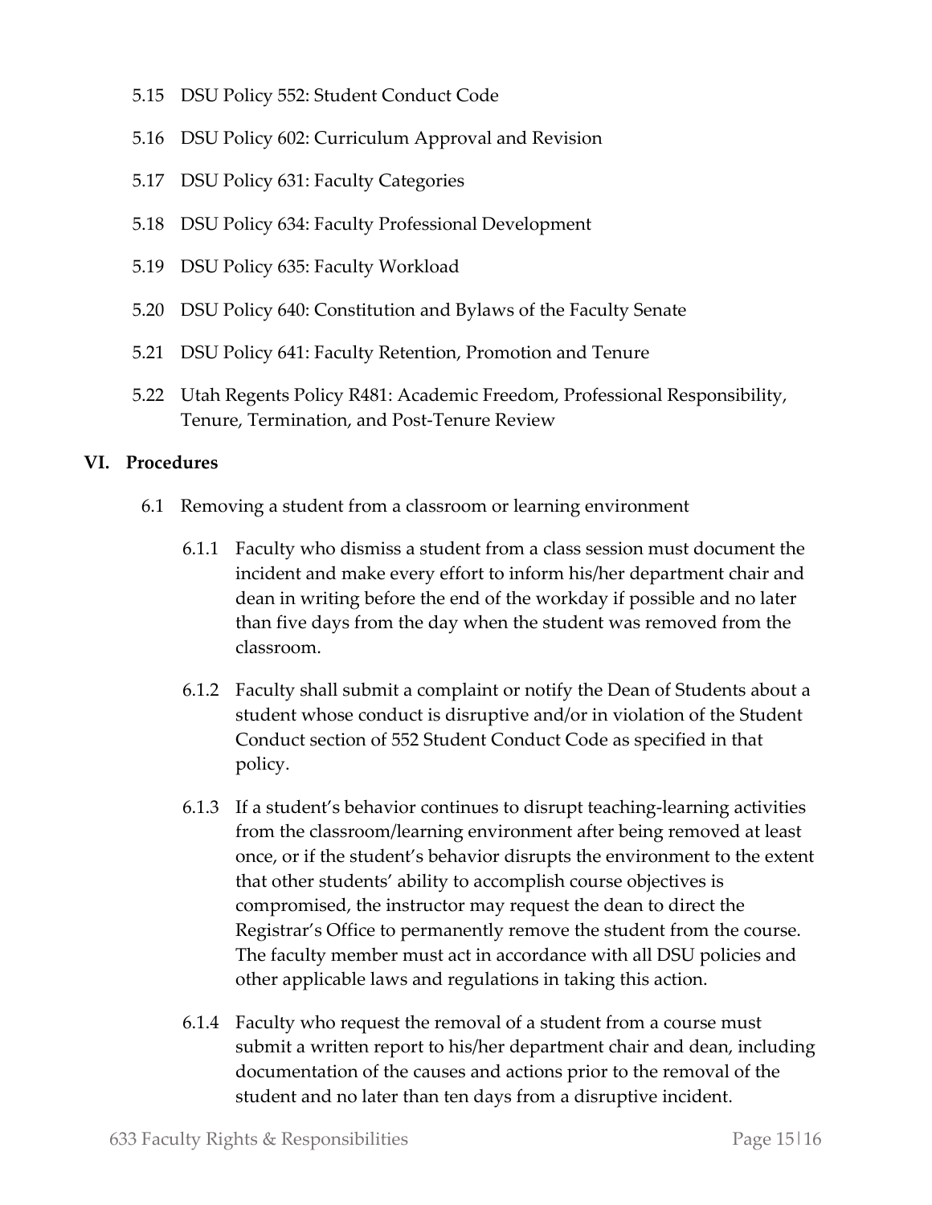5.15 DSU Policy 552: Student Conduct Code

5.16 DSU Policy 602: Curriculum Approval and Revision

5.17 DSU Policy 631: Faculty Categories

5.18 DSU Policy 634: Faculty Professional Development

5.19 DSU Policy 635: Faculty Workload

5.20 DSU Policy 640: Constitution and Bylaws of the Faculty Senate

5.21 DSU Policy 641: Faculty Retention, Promotion and Tenure

5.22 Utah Regents Policy R481: Academic Freedom, Professional Responsibility, Tenure, Termination, and Post-Tenure Review

## VI. Procedures

6.1 Removing a student from a classroom or learning environment

6.1.1 Faculty who dismiss a student from a class session must document the incident and make every effort to inform his/her department chair and dean in writing before the end of the workday if possible and no later than five days from the day when the student was removed from the classroom.

6.1.2 Faculty shall submit a complaint or notify the Dean of Students about a student whose conduct is disruptive and/or in violation of the Student Conduct section of 552 Student Conduct Code as specified in that policy.

6.1.3 If a student's behavior continues to disrupt teaching-learning activities from the classroom/learning environment after being removed at least once, or if the student's behavior disrupts the environment to the extent that other students' ability to accomplish course objectives is compromised, the instructor may request the dean to direct the Registrar's Office to permanently remove the student from the course. The faculty member must act in accordance with all DSU policies and other applicable laws and regulations in taking this action.

6.1.4 Faculty who request the removal of a student from a course must submit a written report to his/her department chair and dean, including documentation of the causes and actions prior to the removal of the student and no later than ten days from a disruptive incident.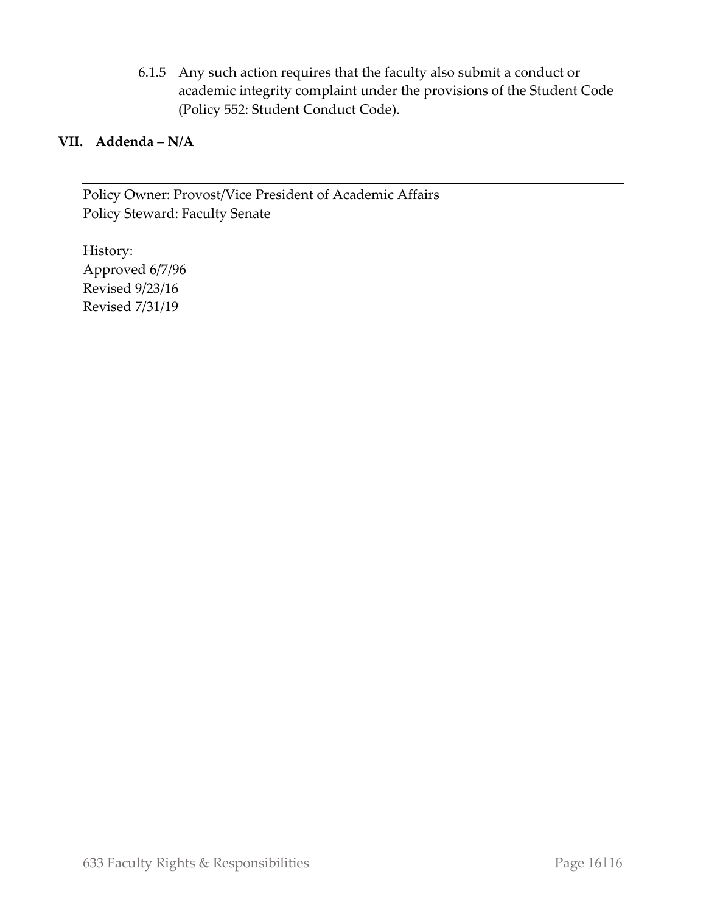6.1.5 Any such action requires that the faculty also submit a conduct or academic integrity complaint under the provisions of the Student Code (Policy 552: Student Conduct Code).

## VII. Addenda – N/A

---

Policy Owner: Provost/Vice President of Academic Affairs
Policy Steward: Faculty Senate

History:
Approved 6/7/96
Revised 9/23/16
Revised 7/31/19